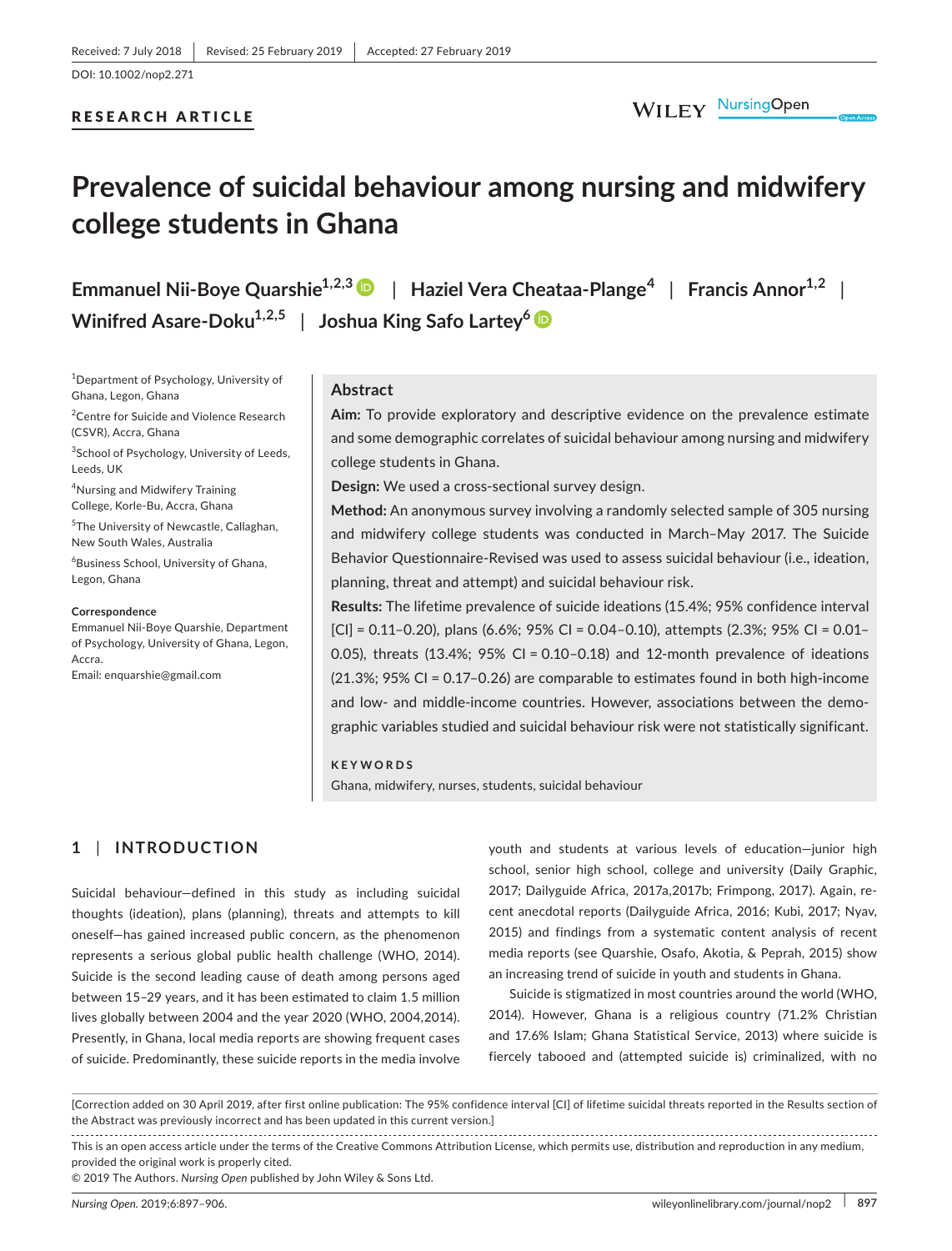Received: 7 July 2018 | Revised: 25 February 2019 | Accepted: 27 February 2019

DOI: 10.1002/nop2.271

RESEARCH ARTICLE

# Prevalence of suicidal behaviour among nursing and midwifery college students in Ghana

**Emmanuel Nii-Boye Quarshie**[1,2,3] | **Haziel Vera Cheataa-Plange**[4] | **Francis Annor**[1,2] | **Winifred Asare-Doku**[1,2,5] | **Joshua King Safo Lartey**[6]

[1]Department of Psychology, University of Ghana, Legon, Ghana

[2]Centre for Suicide and Violence Research (CSVR), Accra, Ghana

[3]School of Psychology, University of Leeds, Leeds, UK

[4]Nursing and Midwifery Training College, Korle-Bu, Accra, Ghana

[5]The University of Newcastle, Callaghan, New South Wales, Australia

[6]Business School, University of Ghana, Legon, Ghana

**Correspondence**
Emmanuel Nii-Boye Quarshie, Department of Psychology, University of Ghana, Legon, Accra.
Email: enquarshie@gmail.com

## Abstract

**Aim:** To provide exploratory and descriptive evidence on the prevalence estimate and some demographic correlates of suicidal behaviour among nursing and midwifery college students in Ghana.

**Design:** We used a cross-sectional survey design.

**Method:** An anonymous survey involving a randomly selected sample of 305 nursing and midwifery college students was conducted in March–May 2017. The Suicide Behavior Questionnaire-Revised was used to assess suicidal behaviour (i.e., ideation, planning, threat and attempt) and suicidal behaviour risk.

**Results:** The lifetime prevalence of suicide ideations (15.4%; 95% confidence interval [CI] = 0.11–0.20), plans (6.6%; 95% CI = 0.04–0.10), attempts (2.3%; 95% CI = 0.01–0.05), threats (13.4%; 95% CI = 0.10–0.18) and 12-month prevalence of ideations (21.3%; 95% CI = 0.17–0.26) are comparable to estimates found in both high-income and low- and middle-income countries. However, associations between the demographic variables studied and suicidal behaviour risk were not statistically significant.

**KEYWORDS**
Ghana, midwifery, nurses, students, suicidal behaviour

## 1 | INTRODUCTION

Suicidal behaviour—defined in this study as including suicidal thoughts (ideation), plans (planning), threats and attempts to kill oneself—has gained increased public concern, as the phenomenon represents a serious global public health challenge (WHO, 2014). Suicide is the second leading cause of death among persons aged between 15–29 years, and it has been estimated to claim 1.5 million lives globally between 2004 and the year 2020 (WHO, 2004,2014). Presently, in Ghana, local media reports are showing frequent cases of suicide. Predominantly, these suicide reports in the media involve youth and students at various levels of education—junior high school, senior high school, college and university (Daily Graphic, 2017; Dailyguide Africa, 2017a,2017b; Frimpong, 2017). Again, recent anecdotal reports (Dailyguide Africa, 2016; Kubi, 2017; Nyav, 2015) and findings from a systematic content analysis of recent media reports (see Quarshie, Osafo, Akotia, & Peprah, 2015) show an increasing trend of suicide in youth and students in Ghana.

Suicide is stigmatized in most countries around the world (WHO, 2014). However, Ghana is a religious country (71.2% Christian and 17.6% Islam; Ghana Statistical Service, 2013) where suicide is fiercely tabooed and (attempted suicide is) criminalized, with no

[Correction added on 30 April 2019, after first online publication: The 95% confidence interval [CI] of lifetime suicidal threats reported in the Results section of the Abstract was previously incorrect and has been updated in this current version.]

This is an open access article under the terms of the Creative Commons Attribution License, which permits use, distribution and reproduction in any medium, provided the original work is properly cited.
© 2019 The Authors. *Nursing Open* published by John Wiley & Sons Ltd.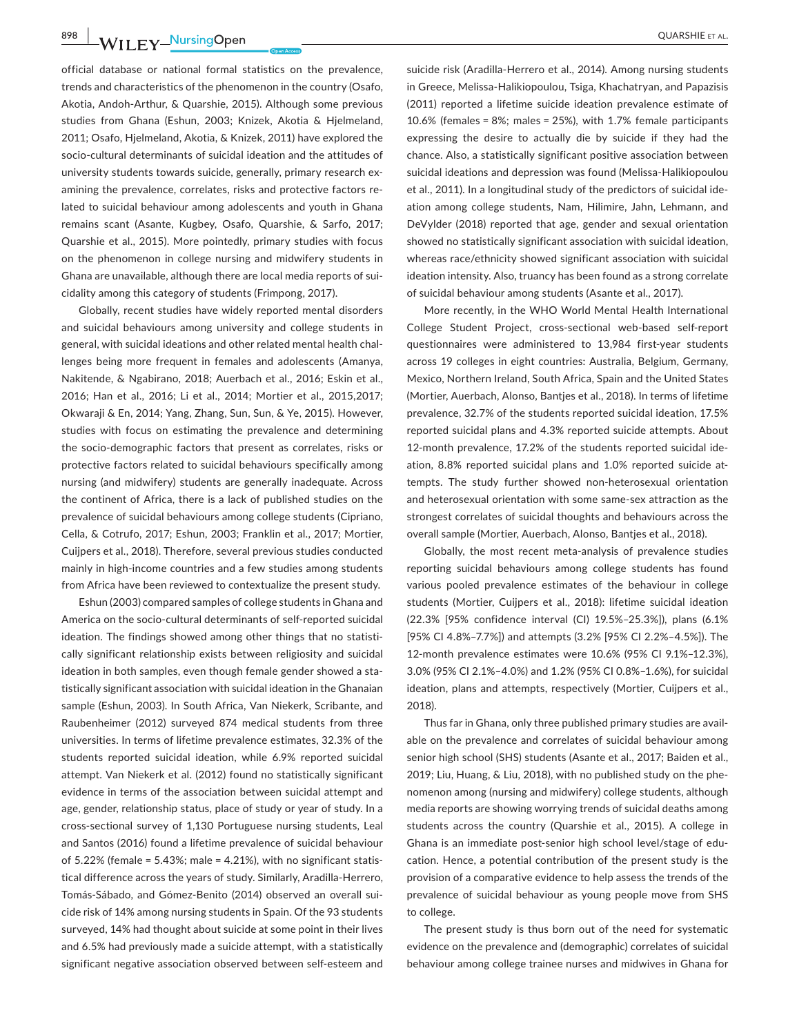official database or national formal statistics on the prevalence, trends and characteristics of the phenomenon in the country (Osafo, Akotia, Andoh-Arthur, & Quarshie, 2015). Although some previous studies from Ghana (Eshun, 2003; Knizek, Akotia & Hjelmeland, 2011; Osafo, Hjelmeland, Akotia, & Knizek, 2011) have explored the socio-cultural determinants of suicidal ideation and the attitudes of university students towards suicide, generally, primary research examining the prevalence, correlates, risks and protective factors related to suicidal behaviour among adolescents and youth in Ghana remains scant (Asante, Kugbey, Osafo, Quarshie, & Sarfo, 2017; Quarshie et al., 2015). More pointedly, primary studies with focus on the phenomenon in college nursing and midwifery students in Ghana are unavailable, although there are local media reports of suicidality among this category of students (Frimpong, 2017).

Globally, recent studies have widely reported mental disorders and suicidal behaviours among university and college students in general, with suicidal ideations and other related mental health challenges being more frequent in females and adolescents (Amanya, Nakitende, & Ngabirano, 2018; Auerbach et al., 2016; Eskin et al., 2016; Han et al., 2016; Li et al., 2014; Mortier et al., 2015,2017; Okwaraji & En, 2014; Yang, Zhang, Sun, Sun, & Ye, 2015). However, studies with focus on estimating the prevalence and determining the socio-demographic factors that present as correlates, risks or protective factors related to suicidal behaviours specifically among nursing (and midwifery) students are generally inadequate. Across the continent of Africa, there is a lack of published studies on the prevalence of suicidal behaviours among college students (Cipriano, Cella, & Cotrufo, 2017; Eshun, 2003; Franklin et al., 2017; Mortier, Cuijpers et al., 2018). Therefore, several previous studies conducted mainly in high-income countries and a few studies among students from Africa have been reviewed to contextualize the present study.

Eshun (2003) compared samples of college students in Ghana and America on the socio-cultural determinants of self-reported suicidal ideation. The findings showed among other things that no statistically significant relationship exists between religiosity and suicidal ideation in both samples, even though female gender showed a statistically significant association with suicidal ideation in the Ghanaian sample (Eshun, 2003). In South Africa, Van Niekerk, Scribante, and Raubenheimer (2012) surveyed 874 medical students from three universities. In terms of lifetime prevalence estimates, 32.3% of the students reported suicidal ideation, while 6.9% reported suicidal attempt. Van Niekerk et al. (2012) found no statistically significant evidence in terms of the association between suicidal attempt and age, gender, relationship status, place of study or year of study. In a cross-sectional survey of 1,130 Portuguese nursing students, Leal and Santos (2016) found a lifetime prevalence of suicidal behaviour of 5.22% (female = 5.43%; male = 4.21%), with no significant statistical difference across the years of study. Similarly, Aradilla-Herrero, Tomás-Sábado, and Gómez-Benito (2014) observed an overall suicide risk of 14% among nursing students in Spain. Of the 93 students surveyed, 14% had thought about suicide at some point in their lives and 6.5% had previously made a suicide attempt, with a statistically significant negative association observed between self-esteem and suicide risk (Aradilla-Herrero et al., 2014). Among nursing students in Greece, Melissa-Halikiopoulou, Tsiga, Khachatryan, and Papazisis (2011) reported a lifetime suicide ideation prevalence estimate of 10.6% (females = 8%; males = 25%), with 1.7% female participants expressing the desire to actually die by suicide if they had the chance. Also, a statistically significant positive association between suicidal ideations and depression was found (Melissa-Halikiopoulou et al., 2011). In a longitudinal study of the predictors of suicidal ideation among college students, Nam, Hilimire, Jahn, Lehmann, and DeVylder (2018) reported that age, gender and sexual orientation showed no statistically significant association with suicidal ideation, whereas race/ethnicity showed significant association with suicidal ideation intensity. Also, truancy has been found as a strong correlate of suicidal behaviour among students (Asante et al., 2017).

More recently, in the WHO World Mental Health International College Student Project, cross-sectional web-based self-report questionnaires were administered to 13,984 first-year students across 19 colleges in eight countries: Australia, Belgium, Germany, Mexico, Northern Ireland, South Africa, Spain and the United States (Mortier, Auerbach, Alonso, Bantjes et al., 2018). In terms of lifetime prevalence, 32.7% of the students reported suicidal ideation, 17.5% reported suicidal plans and 4.3% reported suicide attempts. About 12-month prevalence, 17.2% of the students reported suicidal ideation, 8.8% reported suicidal plans and 1.0% reported suicide attempts. The study further showed non-heterosexual orientation and heterosexual orientation with some same-sex attraction as the strongest correlates of suicidal thoughts and behaviours across the overall sample (Mortier, Auerbach, Alonso, Bantjes et al., 2018).

Globally, the most recent meta-analysis of prevalence studies reporting suicidal behaviours among college students has found various pooled prevalence estimates of the behaviour in college students (Mortier, Cuijpers et al., 2018): lifetime suicidal ideation (22.3% [95% confidence interval (CI) 19.5%–25.3%]), plans (6.1% [95% CI 4.8%–7.7%]) and attempts (3.2% [95% CI 2.2%–4.5%]). The 12-month prevalence estimates were 10.6% (95% CI 9.1%–12.3%), 3.0% (95% CI 2.1%–4.0%) and 1.2% (95% CI 0.8%–1.6%), for suicidal ideation, plans and attempts, respectively (Mortier, Cuijpers et al., 2018).

Thus far in Ghana, only three published primary studies are available on the prevalence and correlates of suicidal behaviour among senior high school (SHS) students (Asante et al., 2017; Baiden et al., 2019; Liu, Huang, & Liu, 2018), with no published study on the phenomenon among (nursing and midwifery) college students, although media reports are showing worrying trends of suicidal deaths among students across the country (Quarshie et al., 2015). A college in Ghana is an immediate post-senior high school level/stage of education. Hence, a potential contribution of the present study is the provision of a comparative evidence to help assess the trends of the prevalence of suicidal behaviour as young people move from SHS to college.

The present study is thus born out of the need for systematic evidence on the prevalence and (demographic) correlates of suicidal behaviour among college trainee nurses and midwives in Ghana for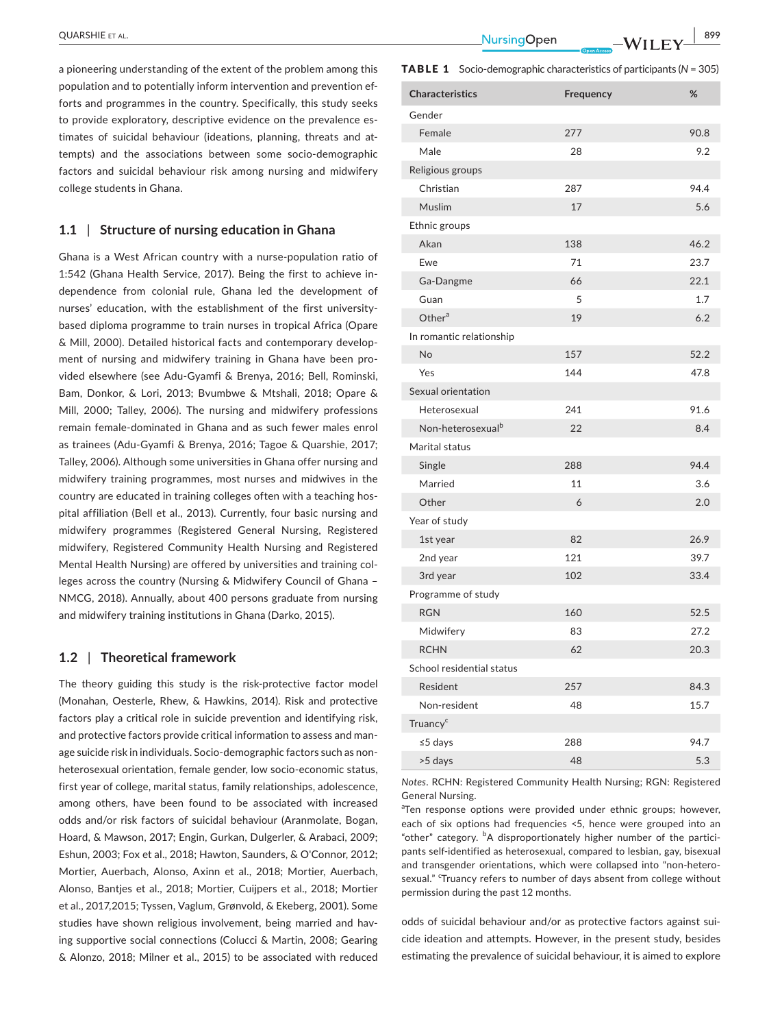a pioneering understanding of the extent of the problem among this population and to potentially inform intervention and prevention efforts and programmes in the country. Specifically, this study seeks to provide exploratory, descriptive evidence on the prevalence estimates of suicidal behaviour (ideations, planning, threats and attempts) and the associations between some socio-demographic factors and suicidal behaviour risk among nursing and midwifery college students in Ghana.

### 1.1 | Structure of nursing education in Ghana

Ghana is a West African country with a nurse-population ratio of 1:542 (Ghana Health Service, 2017). Being the first to achieve independence from colonial rule, Ghana led the development of nurses' education, with the establishment of the first university-based diploma programme to train nurses in tropical Africa (Opare & Mill, 2000). Detailed historical facts and contemporary development of nursing and midwifery training in Ghana have been provided elsewhere (see Adu-Gyamfi & Brenya, 2016; Bell, Rominski, Bam, Donkor, & Lori, 2013; Bvumbwe & Mtshali, 2018; Opare & Mill, 2000; Talley, 2006). The nursing and midwifery professions remain female-dominated in Ghana and as such fewer males enrol as trainees (Adu-Gyamfi & Brenya, 2016; Tagoe & Quarshie, 2017; Talley, 2006). Although some universities in Ghana offer nursing and midwifery training programmes, most nurses and midwives in the country are educated in training colleges often with a teaching hospital affiliation (Bell et al., 2013). Currently, four basic nursing and midwifery programmes (Registered General Nursing, Registered midwifery, Registered Community Health Nursing and Registered Mental Health Nursing) are offered by universities and training colleges across the country (Nursing & Midwifery Council of Ghana – NMCG, 2018). Annually, about 400 persons graduate from nursing and midwifery training institutions in Ghana (Darko, 2015).

### 1.2 | Theoretical framework

The theory guiding this study is the risk-protective factor model (Monahan, Oesterle, Rhew, & Hawkins, 2014). Risk and protective factors play a critical role in suicide prevention and identifying risk, and protective factors provide critical information to assess and manage suicide risk in individuals. Socio-demographic factors such as non-heterosexual orientation, female gender, low socio-economic status, first year of college, marital status, family relationships, adolescence, among others, have been found to be associated with increased odds and/or risk factors of suicidal behaviour (Aranmolate, Bogan, Hoard, & Mawson, 2017; Engin, Gurkan, Dulgerler, & Arabaci, 2009; Eshun, 2003; Fox et al., 2018; Hawton, Saunders, & O'Connor, 2012; Mortier, Auerbach, Alonso, Axinn et al., 2018; Mortier, Auerbach, Alonso, Bantjes et al., 2018; Mortier, Cuijpers et al., 2018; Mortier et al., 2017,2015; Tyssen, Vaglum, Grønvold, & Ekeberg, 2001). Some studies have shown religious involvement, being married and having supportive social connections (Colucci & Martin, 2008; Gearing & Alonzo, 2018; Milner et al., 2015) to be associated with reduced odds of suicidal behaviour and/or as protective factors against suicide ideation and attempts. However, in the present study, besides estimating the prevalence of suicidal behaviour, it is aimed to explore

**TABLE 1** Socio-demographic characteristics of participants (N = 305)

| Characteristics | Frequency | % |
|---|---|---|
| Gender | | |
| Female | 277 | 90.8 |
| Male | 28 | 9.2 |
| Religious groups | | |
| Christian | 287 | 94.4 |
| Muslim | 17 | 5.6 |
| Ethnic groups | | |
| Akan | 138 | 46.2 |
| Ewe | 71 | 23.7 |
| Ga-Dangme | 66 | 22.1 |
| Guan | 5 | 1.7 |
| Other[a] | 19 | 6.2 |
| In romantic relationship | | |
| No | 157 | 52.2 |
| Yes | 144 | 47.8 |
| Sexual orientation | | |
| Heterosexual | 241 | 91.6 |
| Non-heterosexual[b] | 22 | 8.4 |
| Marital status | | |
| Single | 288 | 94.4 |
| Married | 11 | 3.6 |
| Other | 6 | 2.0 |
| Year of study | | |
| 1st year | 82 | 26.9 |
| 2nd year | 121 | 39.7 |
| 3rd year | 102 | 33.4 |
| Programme of study | | |
| RGN | 160 | 52.5 |
| Midwifery | 83 | 27.2 |
| RCHN | 62 | 20.3 |
| School residential status | | |
| Resident | 257 | 84.3 |
| Non-resident | 48 | 15.7 |
| Truancy[c] | | |
| ≤5 days | 288 | 94.7 |
| >5 days | 48 | 5.3 |

*Notes*. RCHN: Registered Community Health Nursing; RGN: Registered General Nursing.

[a]Ten response options were provided under ethnic groups; however, each of six options had frequencies <5, hence were grouped into an "other" category. [b]A disproportionately higher number of the participants self-identified as heterosexual, compared to lesbian, gay, bisexual and transgender orientations, which were collapsed into "non-heterosexual." [c]Truancy refers to number of days absent from college without permission during the past 12 months.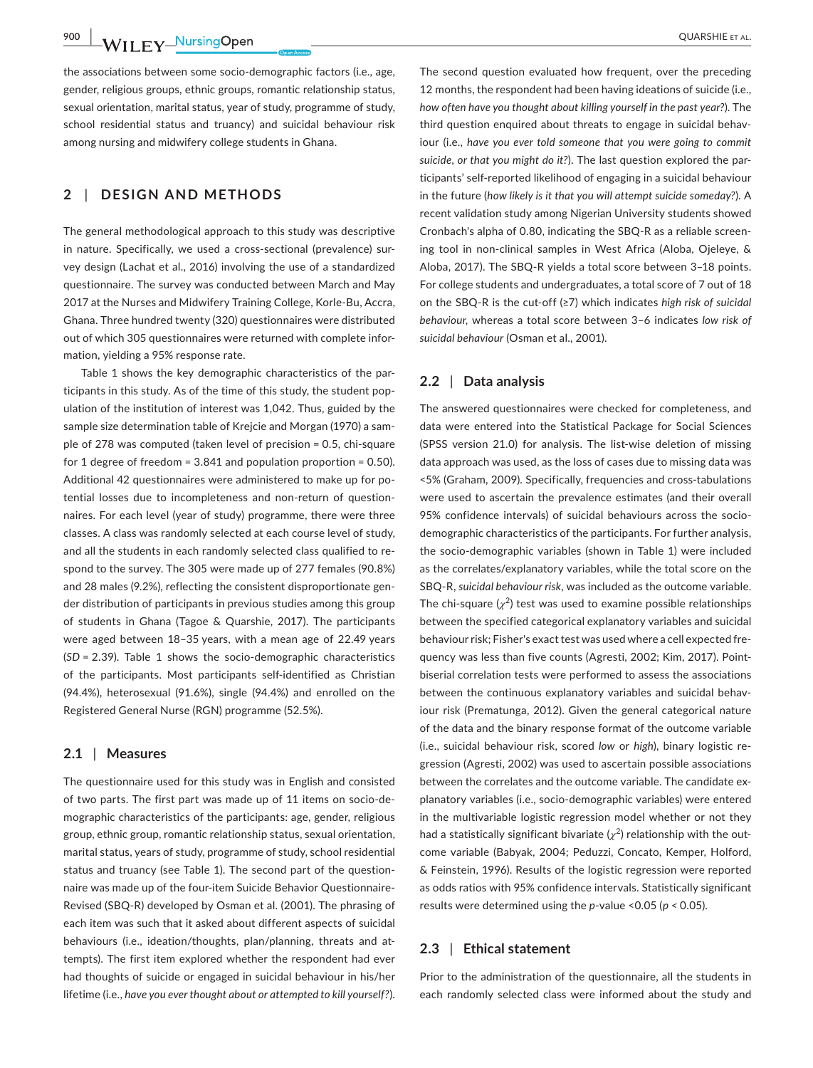the associations between some socio-demographic factors (i.e., age, gender, religious groups, ethnic groups, romantic relationship status, sexual orientation, marital status, year of study, programme of study, school residential status and truancy) and suicidal behaviour risk among nursing and midwifery college students in Ghana.

## 2 | DESIGN AND METHODS

The general methodological approach to this study was descriptive in nature. Specifically, we used a cross-sectional (prevalence) survey design (Lachat et al., 2016) involving the use of a standardized questionnaire. The survey was conducted between March and May 2017 at the Nurses and Midwifery Training College, Korle-Bu, Accra, Ghana. Three hundred twenty (320) questionnaires were distributed out of which 305 questionnaires were returned with complete information, yielding a 95% response rate.

Table 1 shows the key demographic characteristics of the participants in this study. As of the time of this study, the student population of the institution of interest was 1,042. Thus, guided by the sample size determination table of Krejcie and Morgan (1970) a sample of 278 was computed (taken level of precision = 0.5, chi-square for 1 degree of freedom = 3.841 and population proportion = 0.50). Additional 42 questionnaires were administered to make up for potential losses due to incompleteness and non-return of questionnaires. For each level (year of study) programme, there were three classes. A class was randomly selected at each course level of study, and all the students in each randomly selected class qualified to respond to the survey. The 305 were made up of 277 females (90.8%) and 28 males (9.2%), reflecting the consistent disproportionate gender distribution of participants in previous studies among this group of students in Ghana (Tagoe & Quarshie, 2017). The participants were aged between 18–35 years, with a mean age of 22.49 years (*SD* = 2.39). Table 1 shows the socio-demographic characteristics of the participants. Most participants self-identified as Christian (94.4%), heterosexual (91.6%), single (94.4%) and enrolled on the Registered General Nurse (RGN) programme (52.5%).

### 2.1 | Measures

The questionnaire used for this study was in English and consisted of two parts. The first part was made up of 11 items on socio-demographic characteristics of the participants: age, gender, religious group, ethnic group, romantic relationship status, sexual orientation, marital status, years of study, programme of study, school residential status and truancy (see Table 1). The second part of the questionnaire was made up of the four-item Suicide Behavior Questionnaire-Revised (SBQ-R) developed by Osman et al. (2001). The phrasing of each item was such that it asked about different aspects of suicidal behaviours (i.e., ideation/thoughts, plan/planning, threats and attempts). The first item explored whether the respondent had ever had thoughts of suicide or engaged in suicidal behaviour in his/her lifetime (i.e., *have you ever thought about or attempted to kill yourself?*). The second question evaluated how frequent, over the preceding 12 months, the respondent had been having ideations of suicide (i.e., *how often have you thought about killing yourself in the past year?*). The third question enquired about threats to engage in suicidal behaviour (i.e., *have you ever told someone that you were going to commit suicide, or that you might do it?*). The last question explored the participants' self-reported likelihood of engaging in a suicidal behaviour in the future (*how likely is it that you will attempt suicide someday?*). A recent validation study among Nigerian University students showed Cronbach's alpha of 0.80, indicating the SBQ-R as a reliable screening tool in non-clinical samples in West Africa (Aloba, Ojeleye, & Aloba, 2017). The SBQ-R yields a total score between 3–18 points. For college students and undergraduates, a total score of 7 out of 18 on the SBQ-R is the cut-off (≥7) which indicates *high risk of suicidal behaviour*, whereas a total score between 3–6 indicates *low risk of suicidal behaviour* (Osman et al., 2001).

### 2.2 | Data analysis

The answered questionnaires were checked for completeness, and data were entered into the Statistical Package for Social Sciences (SPSS version 21.0) for analysis. The list-wise deletion of missing data approach was used, as the loss of cases due to missing data was <5% (Graham, 2009). Specifically, frequencies and cross-tabulations were used to ascertain the prevalence estimates (and their overall 95% confidence intervals) of suicidal behaviours across the socio-demographic characteristics of the participants. For further analysis, the socio-demographic variables (shown in Table 1) were included as the correlates/explanatory variables, while the total score on the SBQ-R, *suicidal behaviour risk*, was included as the outcome variable. The chi-square ($\chi^2$) test was used to examine possible relationships between the specified categorical explanatory variables and suicidal behaviour risk; Fisher's exact test was used where a cell expected frequency was less than five counts (Agresti, 2002; Kim, 2017). Point-biserial correlation tests were performed to assess the associations between the continuous explanatory variables and suicidal behaviour risk (Prematunga, 2012). Given the general categorical nature of the data and the binary response format of the outcome variable (i.e., suicidal behaviour risk, scored *low* or *high*), binary logistic regression (Agresti, 2002) was used to ascertain possible associations between the correlates and the outcome variable. The candidate explanatory variables (i.e., socio-demographic variables) were entered in the multivariable logistic regression model whether or not they had a statistically significant bivariate ($\chi^2$) relationship with the outcome variable (Babyak, 2004; Peduzzi, Concato, Kemper, Holford, & Feinstein, 1996). Results of the logistic regression were reported as odds ratios with 95% confidence intervals. Statistically significant results were determined using the *p*-value <0.05 ($p < 0.05$).

### 2.3 | Ethical statement

Prior to the administration of the questionnaire, all the students in each randomly selected class were informed about the study and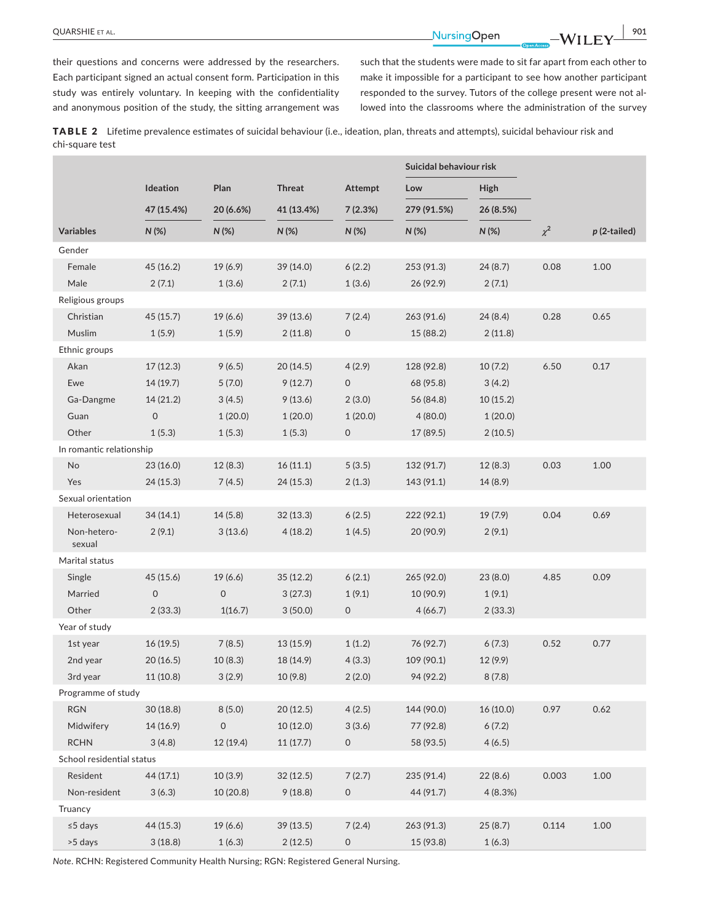their questions and concerns were addressed by the researchers. Each participant signed an actual consent form. Participation in this study was entirely voluntary. In keeping with the confidentiality and anonymous position of the study, the sitting arrangement was such that the students were made to sit far apart from each other to make it impossible for a participant to see how another participant responded to the survey. Tutors of the college present were not allowed into the classrooms where the administration of the survey

**TABLE 2** Lifetime prevalence estimates of suicidal behaviour (i.e., ideation, plan, threats and attempts), suicidal behaviour risk and chi-square test

| | Ideation | Plan | Threat | Attempt | Suicidal behaviour risk | | | |
|---|---|---|---|---|---|---|---|---|
| | | | | | Low | High | | |
| | 47 (15.4%) | 20 (6.6%) | 41 (13.4%) | 7 (2.3%) | 279 (91.5%) | 26 (8.5%) | | |
| Variables | N (%) | N (%) | N (%) | N (%) | N (%) | N (%) | $\chi^2$ | p (2-tailed) |
| Gender | | | | | | | | |
| Female | 45 (16.2) | 19 (6.9) | 39 (14.0) | 6 (2.2) | 253 (91.3) | 24 (8.7) | 0.08 | 1.00 |
| Male | 2 (7.1) | 1 (3.6) | 2 (7.1) | 1 (3.6) | 26 (92.9) | 2 (7.1) | | |
| Religious groups | | | | | | | | |
| Christian | 45 (15.7) | 19 (6.6) | 39 (13.6) | 7 (2.4) | 263 (91.6) | 24 (8.4) | 0.28 | 0.65 |
| Muslim | 1 (5.9) | 1 (5.9) | 2 (11.8) | 0 | 15 (88.2) | 2 (11.8) | | |
| Ethnic groups | | | | | | | | |
| Akan | 17 (12.3) | 9 (6.5) | 20 (14.5) | 4 (2.9) | 128 (92.8) | 10 (7.2) | 6.50 | 0.17 |
| Ewe | 14 (19.7) | 5 (7.0) | 9 (12.7) | 0 | 68 (95.8) | 3 (4.2) | | |
| Ga-Dangme | 14 (21.2) | 3 (4.5) | 9 (13.6) | 2 (3.0) | 56 (84.8) | 10 (15.2) | | |
| Guan | 0 | 1 (20.0) | 1 (20.0) | 1 (20.0) | 4 (80.0) | 1 (20.0) | | |
| Other | 1 (5.3) | 1 (5.3) | 1 (5.3) | 0 | 17 (89.5) | 2 (10.5) | | |
| In romantic relationship | | | | | | | | |
| No | 23 (16.0) | 12 (8.3) | 16 (11.1) | 5 (3.5) | 132 (91.7) | 12 (8.3) | 0.03 | 1.00 |
| Yes | 24 (15.3) | 7 (4.5) | 24 (15.3) | 2 (1.3) | 143 (91.1) | 14 (8.9) | | |
| Sexual orientation | | | | | | | | |
| Heterosexual | 34 (14.1) | 14 (5.8) | 32 (13.3) | 6 (2.5) | 222 (92.1) | 19 (7.9) | 0.04 | 0.69 |
| Non-hetero-sexual | 2 (9.1) | 3 (13.6) | 4 (18.2) | 1 (4.5) | 20 (90.9) | 2 (9.1) | | |
| Marital status | | | | | | | | |
| Single | 45 (15.6) | 19 (6.6) | 35 (12.2) | 6 (2.1) | 265 (92.0) | 23 (8.0) | 4.85 | 0.09 |
| Married | 0 | 0 | 3 (27.3) | 1 (9.1) | 10 (90.9) | 1 (9.1) | | |
| Other | 2 (33.3) | 1(16.7) | 3 (50.0) | 0 | 4 (66.7) | 2 (33.3) | | |
| Year of study | | | | | | | | |
| 1st year | 16 (19.5) | 7 (8.5) | 13 (15.9) | 1 (1.2) | 76 (92.7) | 6 (7.3) | 0.52 | 0.77 |
| 2nd year | 20 (16.5) | 10 (8.3) | 18 (14.9) | 4 (3.3) | 109 (90.1) | 12 (9.9) | | |
| 3rd year | 11 (10.8) | 3 (2.9) | 10 (9.8) | 2 (2.0) | 94 (92.2) | 8 (7.8) | | |
| Programme of study | | | | | | | | |
| RGN | 30 (18.8) | 8 (5.0) | 20 (12.5) | 4 (2.5) | 144 (90.0) | 16 (10.0) | 0.97 | 0.62 |
| Midwifery | 14 (16.9) | 0 | 10 (12.0) | 3 (3.6) | 77 (92.8) | 6 (7.2) | | |
| RCHN | 3 (4.8) | 12 (19.4) | 11 (17.7) | 0 | 58 (93.5) | 4 (6.5) | | |
| School residential status | | | | | | | | |
| Resident | 44 (17.1) | 10 (3.9) | 32 (12.5) | 7 (2.7) | 235 (91.4) | 22 (8.6) | 0.003 | 1.00 |
| Non-resident | 3 (6.3) | 10 (20.8) | 9 (18.8) | 0 | 44 (91.7) | 4 (8.3%) | | |
| Truancy | | | | | | | | |
| ≤5 days | 44 (15.3) | 19 (6.6) | 39 (13.5) | 7 (2.4) | 263 (91.3) | 25 (8.7) | 0.114 | 1.00 |
| >5 days | 3 (18.8) | 1 (6.3) | 2 (12.5) | 0 | 15 (93.8) | 1 (6.3) | | |

*Note.* RCHN: Registered Community Health Nursing; RGN: Registered General Nursing.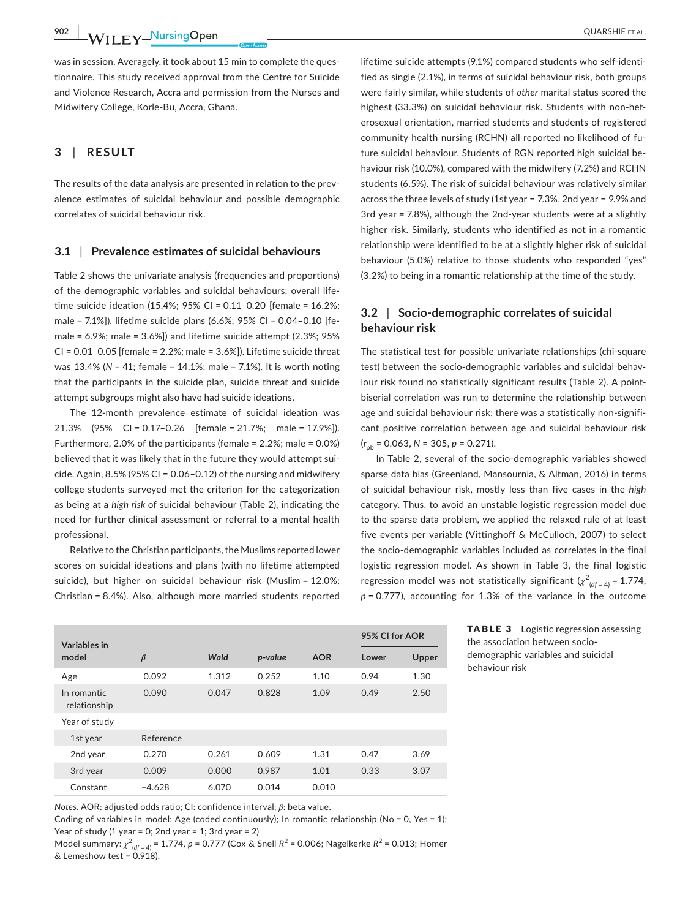was in session. Averagely, it took about 15 min to complete the questionnaire. This study received approval from the Centre for Suicide and Violence Research, Accra and permission from the Nurses and Midwifery College, Korle-Bu, Accra, Ghana.

## 3 | RESULT

The results of the data analysis are presented in relation to the prevalence estimates of suicidal behaviour and possible demographic correlates of suicidal behaviour risk.

### 3.1 | Prevalence estimates of suicidal behaviours

Table 2 shows the univariate analysis (frequencies and proportions) of the demographic variables and suicidal behaviours: overall lifetime suicide ideation (15.4%; 95% CI = 0.11–0.20 [female = 16.2%; male = 7.1%]), lifetime suicide plans (6.6%; 95% CI = 0.04–0.10 [female = 6.9%; male = 3.6%]) and lifetime suicide attempt (2.3%; 95% CI = 0.01–0.05 [female = 2.2%; male = 3.6%]). Lifetime suicide threat was 13.4% (*N* = 41; female = 14.1%; male = 7.1%). It is worth noting that the participants in the suicide plan, suicide threat and suicide attempt subgroups might also have had suicide ideations.

The 12-month prevalence estimate of suicidal ideation was 21.3% (95% CI = 0.17–0.26 [female = 21.7%; male = 17.9%]). Furthermore, 2.0% of the participants (female = 2.2%; male = 0.0%) believed that it was likely that in the future they would attempt suicide. Again, 8.5% (95% CI = 0.06–0.12) of the nursing and midwifery college students surveyed met the criterion for the categorization as being at a *high risk* of suicidal behaviour (Table 2), indicating the need for further clinical assessment or referral to a mental health professional.

Relative to the Christian participants, the Muslims reported lower scores on suicidal ideations and plans (with no lifetime attempted suicide), but higher on suicidal behaviour risk (Muslim = 12.0%; Christian = 8.4%). Also, although more married students reported lifetime suicide attempts (9.1%) compared students who self-identified as single (2.1%), in terms of suicidal behaviour risk, both groups were fairly similar, while students of *other* marital status scored the highest (33.3%) on suicidal behaviour risk. Students with non-heterosexual orientation, married students and students of registered community health nursing (RCHN) all reported no likelihood of future suicidal behaviour. Students of RGN reported high suicidal behaviour risk (10.0%), compared with the midwifery (7.2%) and RCHN students (6.5%). The risk of suicidal behaviour was relatively similar across the three levels of study (1st year = 7.3%, 2nd year = 9.9% and 3rd year = 7.8%), although the 2nd-year students were at a slightly higher risk. Similarly, students who identified as not in a romantic relationship were identified to be at a slightly higher risk of suicidal behaviour (5.0%) relative to those students who responded "yes" (3.2%) to being in a romantic relationship at the time of the study.

### 3.2 | Socio-demographic correlates of suicidal behaviour risk

The statistical test for possible univariate relationships (chi-square test) between the socio-demographic variables and suicidal behaviour risk found no statistically significant results (Table 2). A point-biserial correlation was run to determine the relationship between age and suicidal behaviour risk; there was a statistically non-significant positive correlation between age and suicidal behaviour risk ($r_{pb}$ = 0.063, *N* = 305, *p* = 0.271).

In Table 2, several of the socio-demographic variables showed sparse data bias (Greenland, Mansournia, & Altman, 2016) in terms of suicidal behaviour risk, mostly less than five cases in the *high* category. Thus, to avoid an unstable logistic regression model due to the sparse data problem, we applied the relaxed rule of at least five events per variable (Vittinghoff & McCulloch, 2007) to select the socio-demographic variables included as correlates in the final logistic regression model. As shown in Table 3, the final logistic regression model was not statistically significant ($\chi^2_{(df = 4)}$ = 1.774, *p* = 0.777), accounting for 1.3% of the variance in the outcome

**TABLE 3** Logistic regression assessing the association between socio-demographic variables and suicidal behaviour risk

| Variables in model | $\beta$ | *Wald* | *p-value* | AOR | 95% CI for AOR | |
|---|---|---|---|---|---|---|
| | | | | | Lower | Upper |
| Age | 0.092 | 1.312 | 0.252 | 1.10 | 0.94 | 1.30 |
| In romantic relationship | 0.090 | 0.047 | 0.828 | 1.09 | 0.49 | 2.50 |
| Year of study | | | | | | |
| 1st year | Reference | | | | | |
| 2nd year | 0.270 | 0.261 | 0.609 | 1.31 | 0.47 | 3.69 |
| 3rd year | 0.009 | 0.000 | 0.987 | 1.01 | 0.33 | 3.07 |
| Constant | −4.628 | 6.070 | 0.014 | 0.010 | | |

*Notes*. AOR: adjusted odds ratio; CI: confidence interval; $\beta$: beta value.
Coding of variables in model: Age (coded continuously); In romantic relationship (No = 0, Yes = 1); Year of study (1 year = 0; 2nd year = 1; 3rd year = 2)
Model summary: $\chi^2_{(df = 4)}$ = 1.774, *p* = 0.777 (Cox & Snell $R^2$ = 0.006; Nagelkerke $R^2$ = 0.013; Homer & Lemeshow test = 0.918).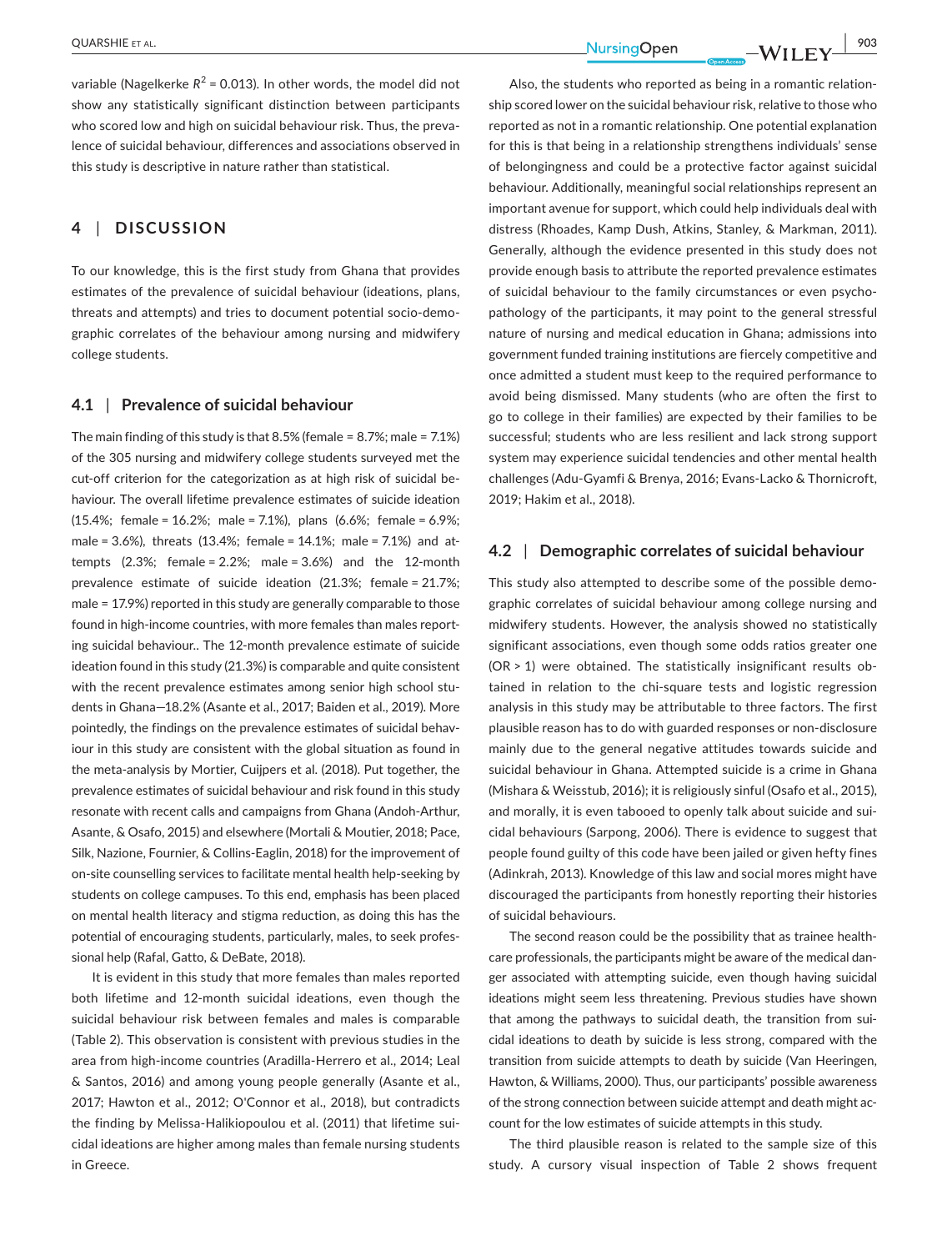variable (Nagelkerke $R^2 = 0.013$). In other words, the model did not show any statistically significant distinction between participants who scored low and high on suicidal behaviour risk. Thus, the prevalence of suicidal behaviour, differences and associations observed in this study is descriptive in nature rather than statistical.

## 4 | DISCUSSION

To our knowledge, this is the first study from Ghana that provides estimates of the prevalence of suicidal behaviour (ideations, plans, threats and attempts) and tries to document potential socio-demographic correlates of the behaviour among nursing and midwifery college students.

### 4.1 | Prevalence of suicidal behaviour

The main finding of this study is that 8.5% (female = 8.7%; male = 7.1%) of the 305 nursing and midwifery college students surveyed met the cut-off criterion for the categorization as at high risk of suicidal behaviour. The overall lifetime prevalence estimates of suicide ideation (15.4%; female = 16.2%; male = 7.1%), plans (6.6%; female = 6.9%; male = 3.6%), threats (13.4%; female = 14.1%; male = 7.1%) and attempts (2.3%; female = 2.2%; male = 3.6%) and the 12-month prevalence estimate of suicide ideation (21.3%; female = 21.7%; male = 17.9%) reported in this study are generally comparable to those found in high-income countries, with more females than males reporting suicidal behaviour.. The 12-month prevalence estimate of suicide ideation found in this study (21.3%) is comparable and quite consistent with the recent prevalence estimates among senior high school students in Ghana—18.2% (Asante et al., 2017; Baiden et al., 2019). More pointedly, the findings on the prevalence estimates of suicidal behaviour in this study are consistent with the global situation as found in the meta-analysis by Mortier, Cuijpers et al. (2018). Put together, the prevalence estimates of suicidal behaviour and risk found in this study resonate with recent calls and campaigns from Ghana (Andoh-Arthur, Asante, & Osafo, 2015) and elsewhere (Mortali & Moutier, 2018; Pace, Silk, Nazione, Fournier, & Collins-Eaglin, 2018) for the improvement of on-site counselling services to facilitate mental health help-seeking by students on college campuses. To this end, emphasis has been placed on mental health literacy and stigma reduction, as doing this has the potential of encouraging students, particularly, males, to seek professional help (Rafal, Gatto, & DeBate, 2018).

It is evident in this study that more females than males reported both lifetime and 12-month suicidal ideations, even though the suicidal behaviour risk between females and males is comparable (Table 2). This observation is consistent with previous studies in the area from high-income countries (Aradilla-Herrero et al., 2014; Leal & Santos, 2016) and among young people generally (Asante et al., 2017; Hawton et al., 2012; O'Connor et al., 2018), but contradicts the finding by Melissa-Halikiopoulou et al. (2011) that lifetime suicidal ideations are higher among males than female nursing students in Greece.

Also, the students who reported as being in a romantic relationship scored lower on the suicidal behaviour risk, relative to those who reported as not in a romantic relationship. One potential explanation for this is that being in a relationship strengthens individuals' sense of belongingness and could be a protective factor against suicidal behaviour. Additionally, meaningful social relationships represent an important avenue for support, which could help individuals deal with distress (Rhoades, Kamp Dush, Atkins, Stanley, & Markman, 2011). Generally, although the evidence presented in this study does not provide enough basis to attribute the reported prevalence estimates of suicidal behaviour to the family circumstances or even psychopathology of the participants, it may point to the general stressful nature of nursing and medical education in Ghana; admissions into government funded training institutions are fiercely competitive and once admitted a student must keep to the required performance to avoid being dismissed. Many students (who are often the first to go to college in their families) are expected by their families to be successful; students who are less resilient and lack strong support system may experience suicidal tendencies and other mental health challenges (Adu-Gyamfi & Brenya, 2016; Evans-Lacko & Thornicroft, 2019; Hakim et al., 2018).

### 4.2 | Demographic correlates of suicidal behaviour

This study also attempted to describe some of the possible demographic correlates of suicidal behaviour among college nursing and midwifery students. However, the analysis showed no statistically significant associations, even though some odds ratios greater one (OR > 1) were obtained. The statistically insignificant results obtained in relation to the chi-square tests and logistic regression analysis in this study may be attributable to three factors. The first plausible reason has to do with guarded responses or non-disclosure mainly due to the general negative attitudes towards suicide and suicidal behaviour in Ghana. Attempted suicide is a crime in Ghana (Mishara & Weisstub, 2016); it is religiously sinful (Osafo et al., 2015), and morally, it is even tabooed to openly talk about suicide and suicidal behaviours (Sarpong, 2006). There is evidence to suggest that people found guilty of this code have been jailed or given hefty fines (Adinkrah, 2013). Knowledge of this law and social mores might have discouraged the participants from honestly reporting their histories of suicidal behaviours.

The second reason could be the possibility that as trainee healthcare professionals, the participants might be aware of the medical danger associated with attempting suicide, even though having suicidal ideations might seem less threatening. Previous studies have shown that among the pathways to suicidal death, the transition from suicidal ideations to death by suicide is less strong, compared with the transition from suicide attempts to death by suicide (Van Heeringen, Hawton, & Williams, 2000). Thus, our participants' possible awareness of the strong connection between suicide attempt and death might account for the low estimates of suicide attempts in this study.

The third plausible reason is related to the sample size of this study. A cursory visual inspection of Table 2 shows frequent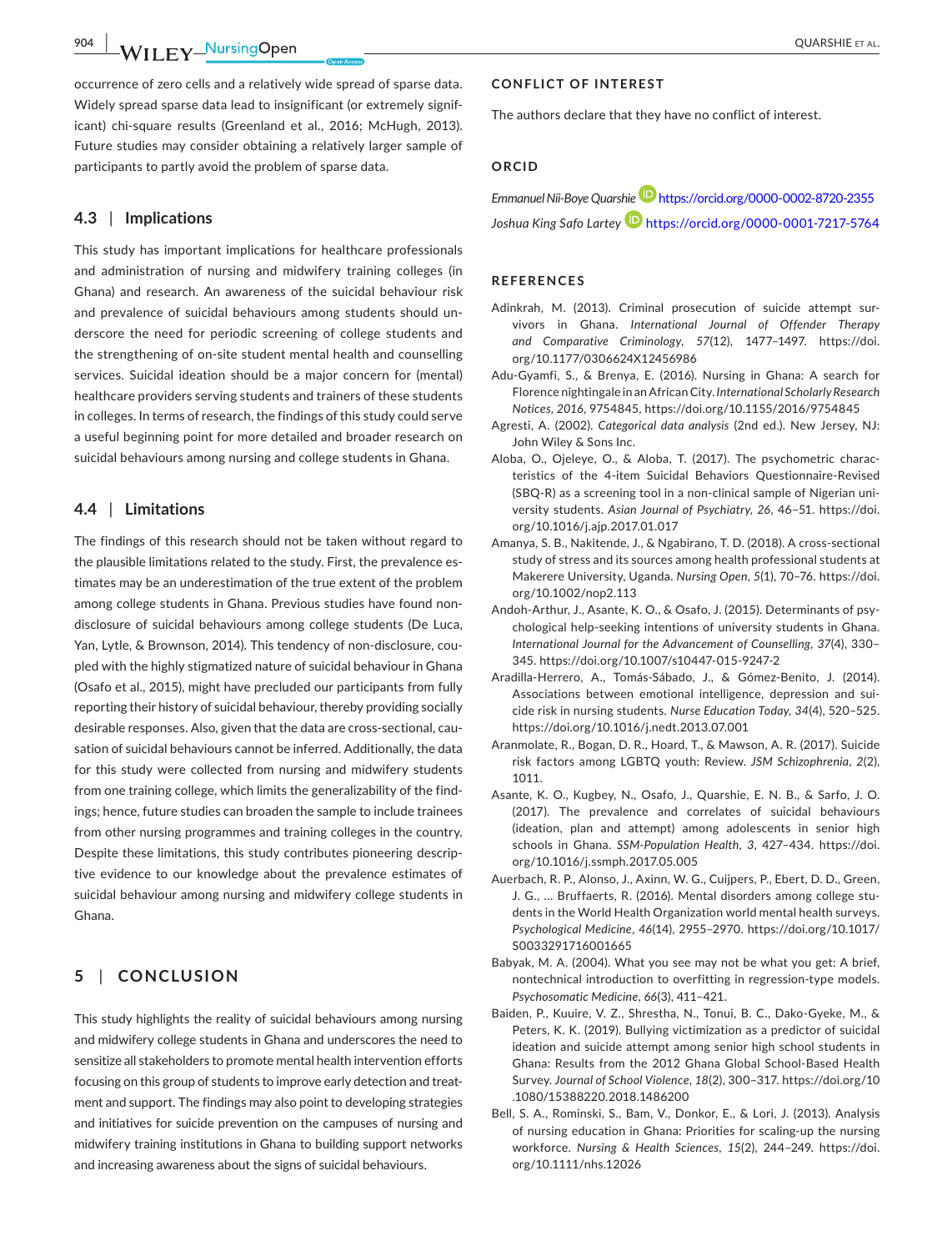occurrence of zero cells and a relatively wide spread of sparse data. Widely spread sparse data lead to insignificant (or extremely significant) chi-square results (Greenland et al., 2016; McHugh, 2013). Future studies may consider obtaining a relatively larger sample of participants to partly avoid the problem of sparse data.

### 4.3 | Implications

This study has important implications for healthcare professionals and administration of nursing and midwifery training colleges (in Ghana) and research. An awareness of the suicidal behaviour risk and prevalence of suicidal behaviours among students should underscore the need for periodic screening of college students and the strengthening of on-site student mental health and counselling services. Suicidal ideation should be a major concern for (mental) healthcare providers serving students and trainers of these students in colleges. In terms of research, the findings of this study could serve a useful beginning point for more detailed and broader research on suicidal behaviours among nursing and college students in Ghana.

### 4.4 | Limitations

The findings of this research should not be taken without regard to the plausible limitations related to the study. First, the prevalence estimates may be an underestimation of the true extent of the problem among college students in Ghana. Previous studies have found non-disclosure of suicidal behaviours among college students (De Luca, Yan, Lytle, & Brownson, 2014). This tendency of non-disclosure, coupled with the highly stigmatized nature of suicidal behaviour in Ghana (Osafo et al., 2015), might have precluded our participants from fully reporting their history of suicidal behaviour, thereby providing socially desirable responses. Also, given that the data are cross-sectional, causation of suicidal behaviours cannot be inferred. Additionally, the data for this study were collected from nursing and midwifery students from one training college, which limits the generalizability of the findings; hence, future studies can broaden the sample to include trainees from other nursing programmes and training colleges in the country. Despite these limitations, this study contributes pioneering descriptive evidence to our knowledge about the prevalence estimates of suicidal behaviour among nursing and midwifery college students in Ghana.

## 5 | CONCLUSION

This study highlights the reality of suicidal behaviours among nursing and midwifery college students in Ghana and underscores the need to sensitize all stakeholders to promote mental health intervention efforts focusing on this group of students to improve early detection and treatment and support. The findings may also point to developing strategies and initiatives for suicide prevention on the campuses of nursing and midwifery training institutions in Ghana to building support networks and increasing awareness about the signs of suicidal behaviours.

## CONFLICT OF INTEREST

The authors declare that they have no conflict of interest.

## ORCID

*Emmanuel Nii-Boye Quarshie* https://orcid.org/0000-0002-8720-2355

*Joshua King Safo Lartey* https://orcid.org/0000-0001-7217-5764

## REFERENCES

Adinkrah, M. (2013). Criminal prosecution of suicide attempt survivors in Ghana. *International Journal of Offender Therapy and Comparative Criminology*, *57*(12), 1477–1497. https://doi.org/10.1177/0306624X12456986

Adu-Gyamfi, S., & Brenya, E. (2016). Nursing in Ghana: A search for Florence nightingale in an African City. *International Scholarly Research Notices*, *2016*, 9754845, https://doi.org/10.1155/2016/9754845

Agresti, A. (2002). *Categorical data analysis* (2nd ed.). New Jersey, NJ: John Wiley & Sons Inc.

Aloba, O., Ojeleye, O., & Aloba, T. (2017). The psychometric characteristics of the 4-item Suicidal Behaviors Questionnaire-Revised (SBQ-R) as a screening tool in a non-clinical sample of Nigerian university students. *Asian Journal of Psychiatry*, *26*, 46–51. https://doi.org/10.1016/j.ajp.2017.01.017

Amanya, S. B., Nakitende, J., & Ngabirano, T. D. (2018). A cross-sectional study of stress and its sources among health professional students at Makerere University, Uganda. *Nursing Open*, *5*(1), 70–76. https://doi.org/10.1002/nop2.113

Andoh-Arthur, J., Asante, K. O., & Osafo, J. (2015). Determinants of psychological help-seeking intentions of university students in Ghana. *International Journal for the Advancement of Counselling*, *37*(4), 330–345. https://doi.org/10.1007/s10447-015-9247-2

Aradilla-Herrero, A., Tomás-Sábado, J., & Gómez-Benito, J. (2014). Associations between emotional intelligence, depression and suicide risk in nursing students. *Nurse Education Today*, *34*(4), 520–525. https://doi.org/10.1016/j.nedt.2013.07.001

Aranmolate, R., Bogan, D. R., Hoard, T., & Mawson, A. R. (2017). Suicide risk factors among LGBTQ youth: Review. *JSM Schizophrenia*, *2*(2), 1011.

Asante, K. O., Kugbey, N., Osafo, J., Quarshie, E. N. B., & Sarfo, J. O. (2017). The prevalence and correlates of suicidal behaviours (ideation, plan and attempt) among adolescents in senior high schools in Ghana. *SSM-Population Health*, *3*, 427–434. https://doi.org/10.1016/j.ssmph.2017.05.005

Auerbach, R. P., Alonso, J., Axinn, W. G., Cuijpers, P., Ebert, D. D., Green, J. G., … Bruffaerts, R. (2016). Mental disorders among college students in the World Health Organization world mental health surveys. *Psychological Medicine*, *46*(14), 2955–2970. https://doi.org/10.1017/S0033291716001665

Babyak, M. A. (2004). What you see may not be what you get: A brief, nontechnical introduction to overfitting in regression-type models. *Psychosomatic Medicine*, *66*(3), 411–421.

Baiden, P., Kuuire, V. Z., Shrestha, N., Tonui, B. C., Dako-Gyeke, M., & Peters, K. K. (2019). Bullying victimization as a predictor of suicidal ideation and suicide attempt among senior high school students in Ghana: Results from the 2012 Ghana Global School-Based Health Survey. *Journal of School Violence*, *18*(2), 300–317. https://doi.org/10.1080/15388220.2018.1486200

Bell, S. A., Rominski, S., Bam, V., Donkor, E., & Lori, J. (2013). Analysis of nursing education in Ghana: Priorities for scaling-up the nursing workforce. *Nursing & Health Sciences*, *15*(2), 244–249. https://doi.org/10.1111/nhs.12026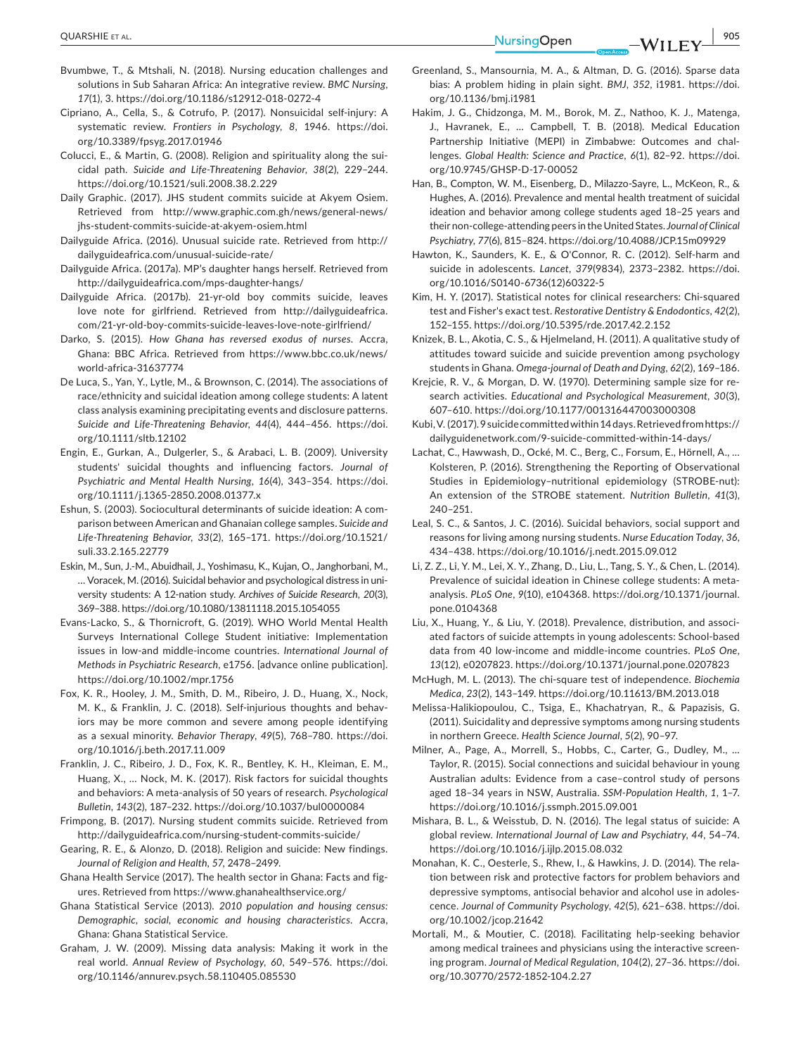Bvumbwe, T., & Mtshali, N. (2018). Nursing education challenges and solutions in Sub Saharan Africa: An integrative review. *BMC Nursing*, *17*(1), 3. https://doi.org/10.1186/s12912-018-0272-4

Cipriano, A., Cella, S., & Cotrufo, P. (2017). Nonsuicidal self-injury: A systematic review. *Frontiers in Psychology*, *8*, 1946. https://doi.org/10.3389/fpsyg.2017.01946

Colucci, E., & Martin, G. (2008). Religion and spirituality along the suicidal path. *Suicide and Life-Threatening Behavior*, *38*(2), 229–244. https://doi.org/10.1521/suli.2008.38.2.229

Daily Graphic. (2017). JHS student commits suicide at Akyem Osiem. Retrieved from http://www.graphic.com.gh/news/general-news/jhs-student-commits-suicide-at-akyem-osiem.html

Dailyguide Africa. (2016). Unusual suicide rate. Retrieved from http://dailyguideafrica.com/unusual-suicide-rate/

Dailyguide Africa. (2017a). MP's daughter hangs herself. Retrieved from http://dailyguideafrica.com/mps-daughter-hangs/

Dailyguide Africa. (2017b). 21-yr-old boy commits suicide, leaves love note for girlfriend. Retrieved from http://dailyguideafrica.com/21-yr-old-boy-commits-suicide-leaves-love-note-girlfriend/

Darko, S. (2015). *How Ghana has reversed exodus of nurses*. Accra, Ghana: BBC Africa. Retrieved from https://www.bbc.co.uk/news/world-africa-31637774

De Luca, S., Yan, Y., Lytle, M., & Brownson, C. (2014). The associations of race/ethnicity and suicidal ideation among college students: A latent class analysis examining precipitating events and disclosure patterns. *Suicide and Life-Threatening Behavior*, *44*(4), 444–456. https://doi.org/10.1111/sltb.12102

Engin, E., Gurkan, A., Dulgerler, S., & Arabaci, L. B. (2009). University students' suicidal thoughts and influencing factors. *Journal of Psychiatric and Mental Health Nursing*, *16*(4), 343–354. https://doi.org/10.1111/j.1365-2850.2008.01377.x

Eshun, S. (2003). Sociocultural determinants of suicide ideation: A comparison between American and Ghanaian college samples. *Suicide and Life-Threatening Behavior*, *33*(2), 165–171. https://doi.org/10.1521/suli.33.2.165.22779

Eskin, M., Sun, J.-M., Abuidhail, J., Yoshimasu, K., Kujan, O., Janghorbani, M., … Voracek, M. (2016). Suicidal behavior and psychological distress in university students: A 12-nation study. *Archives of Suicide Research*, *20*(3), 369–388. https://doi.org/10.1080/13811118.2015.1054055

Evans-Lacko, S., & Thornicroft, G. (2019). WHO World Mental Health Surveys International College Student initiative: Implementation issues in low-and middle-income countries. *International Journal of Methods in Psychiatric Research*, e1756. [advance online publication]. https://doi.org/10.1002/mpr.1756

Fox, K. R., Hooley, J. M., Smith, D. M., Ribeiro, J. D., Huang, X., Nock, M. K., & Franklin, J. C. (2018). Self-injurious thoughts and behaviors may be more common and severe among people identifying as a sexual minority. *Behavior Therapy*, *49*(5), 768–780. https://doi.org/10.1016/j.beth.2017.11.009

Franklin, J. C., Ribeiro, J. D., Fox, K. R., Bentley, K. H., Kleiman, E. M., Huang, X., … Nock, M. K. (2017). Risk factors for suicidal thoughts and behaviors: A meta-analysis of 50 years of research. *Psychological Bulletin*, *143*(2), 187–232. https://doi.org/10.1037/bul0000084

Frimpong, B. (2017). Nursing student commits suicide. Retrieved from http://dailyguideafrica.com/nursing-student-commits-suicide/

Gearing, R. E., & Alonzo, D. (2018). Religion and suicide: New findings. *Journal of Religion and Health*, *57*, 2478–2499.

Ghana Health Service (2017). The health sector in Ghana: Facts and figures. Retrieved from https://www.ghanahealthservice.org/

Ghana Statistical Service (2013). *2010 population and housing census: Demographic, social, economic and housing characteristics*. Accra, Ghana: Ghana Statistical Service.

Graham, J. W. (2009). Missing data analysis: Making it work in the real world. *Annual Review of Psychology*, *60*, 549–576. https://doi.org/10.1146/annurev.psych.58.110405.085530

Greenland, S., Mansournia, M. A., & Altman, D. G. (2016). Sparse data bias: A problem hiding in plain sight. *BMJ*, *352*, i1981. https://doi.org/10.1136/bmj.i1981

Hakim, J. G., Chidzonga, M. M., Borok, M. Z., Nathoo, K. J., Matenga, J., Havranek, E., … Campbell, T. B. (2018). Medical Education Partnership Initiative (MEPI) in Zimbabwe: Outcomes and challenges. *Global Health: Science and Practice*, *6*(1), 82–92. https://doi.org/10.9745/GHSP-D-17-00052

Han, B., Compton, W. M., Eisenberg, D., Milazzo-Sayre, L., McKeon, R., & Hughes, A. (2016). Prevalence and mental health treatment of suicidal ideation and behavior among college students aged 18–25 years and their non-college-attending peers in the United States. *Journal of Clinical Psychiatry*, *77*(6), 815–824. https://doi.org/10.4088/JCP.15m09929

Hawton, K., Saunders, K. E., & O'Connor, R. C. (2012). Self-harm and suicide in adolescents. *Lancet*, *379*(9834), 2373–2382. https://doi.org/10.1016/S0140-6736(12)60322-5

Kim, H. Y. (2017). Statistical notes for clinical researchers: Chi-squared test and Fisher's exact test. *Restorative Dentistry & Endodontics*, *42*(2), 152–155. https://doi.org/10.5395/rde.2017.42.2.152

Knizek, B. L., Akotia, C. S., & Hjelmeland, H. (2011). A qualitative study of attitudes toward suicide and suicide prevention among psychology students in Ghana. *Omega-journal of Death and Dying*, *62*(2), 169–186.

Krejcie, R. V., & Morgan, D. W. (1970). Determining sample size for research activities. *Educational and Psychological Measurement*, *30*(3), 607–610. https://doi.org/10.1177/001316447003000308

Kubi, V. (2017). 9 suicide committed within 14 days. Retrieved from https://dailyguidenetwork.com/9-suicide-committed-within-14-days/

Lachat, C., Hawwash, D., Ocké, M. C., Berg, C., Forsum, E., Hörnell, A., … Kolsteren, P. (2016). Strengthening the Reporting of Observational Studies in Epidemiology–nutritional epidemiology (STROBE-nut): An extension of the STROBE statement. *Nutrition Bulletin*, *41*(3), 240–251.

Leal, S. C., & Santos, J. C. (2016). Suicidal behaviors, social support and reasons for living among nursing students. *Nurse Education Today*, *36*, 434–438. https://doi.org/10.1016/j.nedt.2015.09.012

Li, Z. Z., Li, Y. M., Lei, X. Y., Zhang, D., Liu, L., Tang, S. Y., & Chen, L. (2014). Prevalence of suicidal ideation in Chinese college students: A meta-analysis. *PLoS One*, *9*(10), e104368. https://doi.org/10.1371/journal.pone.0104368

Liu, X., Huang, Y., & Liu, Y. (2018). Prevalence, distribution, and associated factors of suicide attempts in young adolescents: School-based data from 40 low-income and middle-income countries. *PLoS One*, *13*(12), e0207823. https://doi.org/10.1371/journal.pone.0207823

McHugh, M. L. (2013). The chi-square test of independence. *Biochemia Medica*, *23*(2), 143–149. https://doi.org/10.11613/BM.2013.018

Melissa-Halikiopoulou, C., Tsiga, E., Khachatryan, R., & Papazisis, G. (2011). Suicidality and depressive symptoms among nursing students in northern Greece. *Health Science Journal*, *5*(2), 90–97.

Milner, A., Page, A., Morrell, S., Hobbs, C., Carter, G., Dudley, M., … Taylor, R. (2015). Social connections and suicidal behaviour in young Australian adults: Evidence from a case–control study of persons aged 18–34 years in NSW, Australia. *SSM-Population Health*, *1*, 1–7. https://doi.org/10.1016/j.ssmph.2015.09.001

Mishara, B. L., & Weisstub, D. N. (2016). The legal status of suicide: A global review. *International Journal of Law and Psychiatry*, *44*, 54–74. https://doi.org/10.1016/j.ijlp.2015.08.032

Monahan, K. C., Oesterle, S., Rhew, I., & Hawkins, J. D. (2014). The relation between risk and protective factors for problem behaviors and depressive symptoms, antisocial behavior and alcohol use in adolescence. *Journal of Community Psychology*, *42*(5), 621–638. https://doi.org/10.1002/jcop.21642

Mortali, M., & Moutier, C. (2018). Facilitating help-seeking behavior among medical trainees and physicians using the interactive screening program. *Journal of Medical Regulation*, *104*(2), 27–36. https://doi.org/10.30770/2572-1852-104.2.27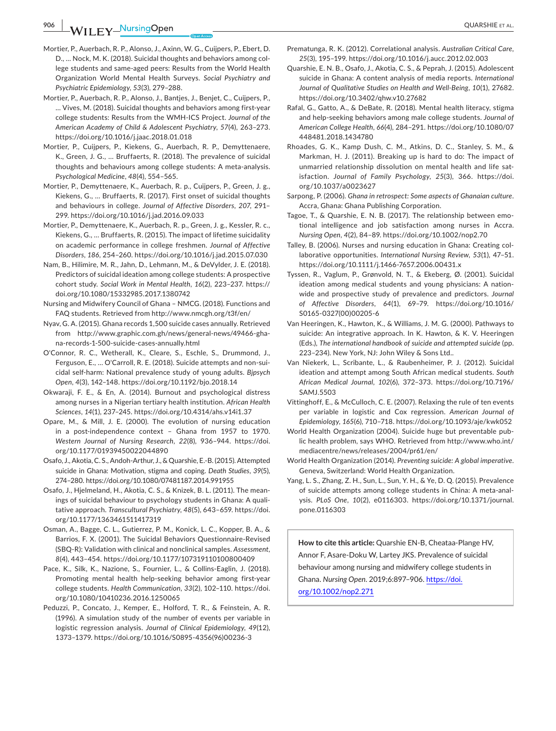Mortier, P., Auerbach, R. P., Alonso, J., Axinn, W. G., Cuijpers, P., Ebert, D. D., … Nock, M. K. (2018). Suicidal thoughts and behaviors among college students and same-aged peers: Results from the World Health Organization World Mental Health Surveys. *Social Psychiatry and Psychiatric Epidemiology*, *53*(3), 279–288.

Mortier, P., Auerbach, R. P., Alonso, J., Bantjes, J., Benjet, C., Cuijpers, P., … Vives, M. (2018). Suicidal thoughts and behaviors among first-year college students: Results from the WMH-ICS Project. *Journal of the American Academy of Child & Adolescent Psychiatry*, *57*(4), 263–273. https://doi.org/10.1016/j.jaac.2018.01.018

Mortier, P., Cuijpers, P., Kiekens, G., Auerbach, R. P., Demyttenaere, K., Green, J. G., … Bruffaerts, R. (2018). The prevalence of suicidal thoughts and behaviours among college students: A meta-analysis. *Psychological Medicine*, *48*(4), 554–565.

Mortier, P., Demyttenaere, K., Auerbach, R. p., Cuijpers, P., Green, J. g., Kiekens, G., … Bruffaerts, R. (2017). First onset of suicidal thoughts and behaviours in college. *Journal of Affective Disorders*, *207*, 291–299. https://doi.org/10.1016/j.jad.2016.09.033

Mortier, P., Demyttenaere, K., Auerbach, R. p., Green, J. g., Kessler, R. c., Kiekens, G., … Bruffaerts, R. (2015). The impact of lifetime suicidality on academic performance in college freshmen. *Journal of Affective Disorders*, *186*, 254–260. https://doi.org/10.1016/j.jad.2015.07.030

Nam, B., Hilimire, M. R., Jahn, D., Lehmann, M., & DeVylder, J. E. (2018). Predictors of suicidal ideation among college students: A prospective cohort study. *Social Work in Mental Health*, *16*(2), 223–237. https://doi.org/10.1080/15332985.2017.1380742

Nursing and Midwifery Council of Ghana – NMCG. (2018). Functions and FAQ students. Retrieved from http://www.nmcgh.org/t3f/en/

Nyav, G. A. (2015). Ghana records 1,500 suicide cases annually. Retrieved from http://www.graphic.com.gh/news/general-news/49466-ghana-records-1-500-suicide-cases-annually.html

O'Connor, R. C., Wetherall, K., Cleare, S., Eschle, S., Drummond, J., Ferguson, E., … O'Carroll, R. E. (2018). Suicide attempts and non-suicidal self-harm: National prevalence study of young adults. *Bjpsych Open*, *4*(3), 142–148. https://doi.org/10.1192/bjo.2018.14

Okwaraji, F. E., & En, A. (2014). Burnout and psychological distress among nurses in a Nigerian tertiary health institution. *African Health Sciences*, *14*(1), 237–245. https://doi.org/10.4314/ahs.v14i1.37

Opare, M., & Mill, J. E. (2000). The evolution of nursing education in a post-independence context – Ghana from 1957 to 1970. *Western Journal of Nursing Research*, *22*(8), 936–944. https://doi.org/10.1177/01939450022044890

Osafo, J., Akotia, C. S., Andoh-Arthur, J., & Quarshie, E.-B. (2015). Attempted suicide in Ghana: Motivation, stigma and coping. *Death Studies*, *39*(5), 274–280. https://doi.org/10.1080/07481187.2014.991955

Osafo, J., Hjelmeland, H., Akotia, C. S., & Knizek, B. L. (2011). The meanings of suicidal behaviour to psychology students in Ghana: A qualitative approach. *Transcultural Psychiatry*, *48*(5), 643–659. https://doi.org/10.1177/1363461511417319

Osman, A., Bagge, C. L., Gutierrez, P. M., Konick, L. C., Kopper, B. A., & Barrios, F. X. (2001). The Suicidal Behaviors Questionnaire-Revised (SBQ-R): Validation with clinical and nonclinical samples. *Assessment*, *8*(4), 443–454. https://doi.org/10.1177/107319110100800409

Pace, K., Silk, K., Nazione, S., Fournier, L., & Collins-Eaglin, J. (2018). Promoting mental health help-seeking behavior among first-year college students. *Health Communication*, *33*(2), 102–110. https://doi.org/10.1080/10410236.2016.1250065

Peduzzi, P., Concato, J., Kemper, E., Holford, T. R., & Feinstein, A. R. (1996). A simulation study of the number of events per variable in logistic regression analysis. *Journal of Clinical Epidemiology*, *49*(12), 1373–1379. https://doi.org/10.1016/S0895-4356(96)00236-3

Prematunga, R. K. (2012). Correlational analysis. *Australian Critical Care*, *25*(3), 195–199. https://doi.org/10.1016/j.aucc.2012.02.003

Quarshie, E. N. B., Osafo, J., Akotia, C. S., & Peprah, J. (2015). Adolescent suicide in Ghana: A content analysis of media reports. *International Journal of Qualitative Studies on Health and Well-Being*, *10*(1), 27682. https://doi.org/10.3402/qhw.v10.27682

Rafal, G., Gatto, A., & DeBate, R. (2018). Mental health literacy, stigma and help-seeking behaviors among male college students. *Journal of American College Health*, *66*(4), 284–291. https://doi.org/10.1080/07448481.2018.1434780

Rhoades, G. K., Kamp Dush, C. M., Atkins, D. C., Stanley, S. M., & Markman, H. J. (2011). Breaking up is hard to do: The impact of unmarried relationship dissolution on mental health and life satisfaction. *Journal of Family Psychology*, *25*(3), 366. https://doi.org/10.1037/a0023627

Sarpong, P. (2006). *Ghana in retrospect: Some aspects of Ghanaian culture*. Accra, Ghana: Ghana Publishing Corporation.

Tagoe, T., & Quarshie, E. N. B. (2017). The relationship between emotional intelligence and job satisfaction among nurses in Accra. *Nursing Open*, *4*(2), 84–89. https://doi.org/10.1002/nop2.70

Talley, B. (2006). Nurses and nursing education in Ghana: Creating collaborative opportunities. *International Nursing Review*, *53*(1), 47–51. https://doi.org/10.1111/j.1466-7657.2006.00431.x

Tyssen, R., Vaglum, P., Grønvold, N. T., & Ekeberg, Ø. (2001). Suicidal ideation among medical students and young physicians: A nationwide and prospective study of prevalence and predictors. *Journal of Affective Disorders*, *64*(1), 69–79. https://doi.org/10.1016/S0165-0327(00)00205-6

Van Heeringen, K., Hawton, K., & Williams, J. M. G. (2000). Pathways to suicide: An integrative approach. In K. Hawton, & K. V. Heeringen (Eds.), *The international handbook of suicide and attempted suicide* (pp. 223–234). New York, NJ: John Wiley & Sons Ltd..

Van Niekerk, L., Scribante, L., & Raubenheimer, P. J. (2012). Suicidal ideation and attempt among South African medical students. *South African Medical Journal*, *102*(6), 372–373. https://doi.org/10.7196/SAMJ.5503

Vittinghoff, E., & McCulloch, C. E. (2007). Relaxing the rule of ten events per variable in logistic and Cox regression. *American Journal of Epidemiology*, *165*(6), 710–718. https://doi.org/10.1093/aje/kwk052

World Health Organization (2004). Suicide huge but preventable public health problem, says WHO. Retrieved from http://www.who.int/mediacentre/news/releases/2004/pr61/en/

World Health Organization (2014). *Preventing suicide: A global imperative*. Geneva, Switzerland: World Health Organization.

Yang, L. S., Zhang, Z. H., Sun, L., Sun, Y. H., & Ye, D. Q. (2015). Prevalence of suicide attempts among college students in China: A meta-analysis. *PLoS One*, *10*(2), e0116303. https://doi.org/10.1371/journal.pone.0116303

**How to cite this article:** Quarshie EN-B, Cheataa-Plange HV, Annor F, Asare-Doku W, Lartey JKS. Prevalence of suicidal behaviour among nursing and midwifery college students in Ghana. *Nursing Open*. 2019;6:897–906. https://doi.org/10.1002/nop2.271